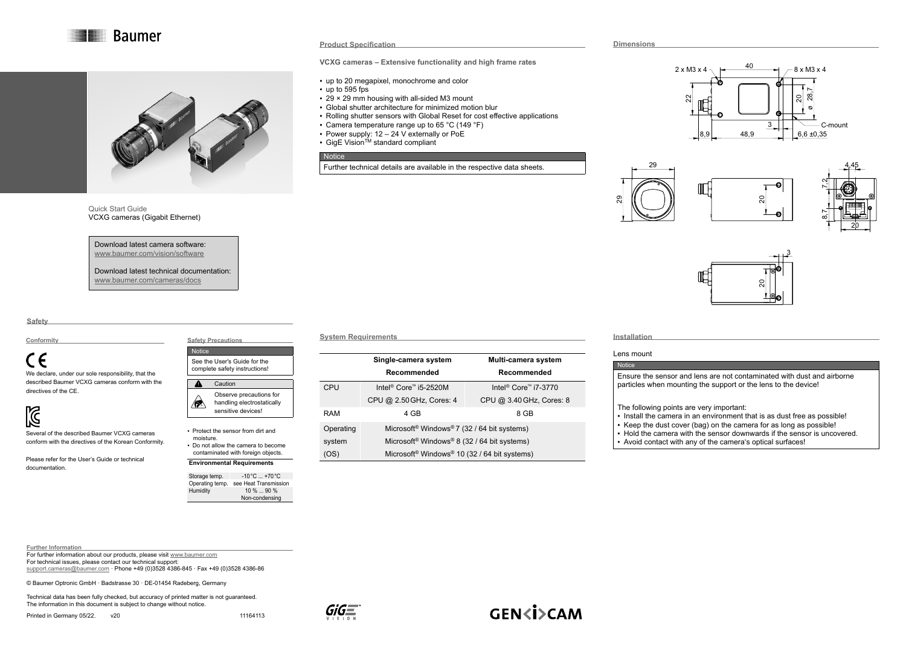# Baumer

Quick Start Guide
VCXG cameras (Gigabit Ethernet)

Download latest camera software:
www.baumer.com/vision/software

Download latest technical documentation:
www.baumer.com/cameras/docs

## Safety

### Conformity

CE

We declare, under our sole responsibility, that the described Baumer VCXG cameras conform with the directives of the CE.

Several of the described Baumer VCXG cameras conform with the directives of the Korean Conformity.

Please refer for the User's Guide or technical documentation.

### Safety Precautions

**Notice**

See the User's Guide for the complete safety instructions!

**Caution**

Observe precautions for handling electrostatically sensitive devices!

- Protect the sensor from dirt and moisture.
- Do not allow the camera to become contaminated with foreign objects.

**Environmental Requirements**

| | |
|---|---|
| Storage temp. | -10 °C ... +70 °C |
| Operating temp. | see Heat Transmission |
| Humidity | 10 % ... 90 % Non-condensing |

### Further Information

For further information about our products, please visit www.baumer.com
For technical issues, please contact our technical support:
support.cameras@baumer.com · Phone +49 (0)3528 4386-845 · Fax +49 (0)3528 4386-86

© Baumer Optronic GmbH · Badstrasse 30 · DE-01454 Radeberg, Germany

Technical data has been fully checked, but accuracy of printed matter is not guaranteed.
The information in this document is subject to change without notice.

Printed in Germany 05/22. v20 11164113

## Product Specification

**VCXG cameras – Extensive functionality and high frame rates**

- up to 20 megapixel, monochrome and color
- up to 595 fps
- 29 × 29 mm housing with all-sided M3 mount
- Global shutter architecture for minimized motion blur
- Rolling shutter sensors with Global Reset for cost effective applications
- Camera temperature range up to 65 °C (149 °F)
- Power supply: 12 – 24 V externally or PoE
- GigE Vision™ standard compliant

**Notice**

Further technical details are available in the respective data sheets.

## System Requirements

| | Single-camera system Recommended | Multi-camera system Recommended |
|---|---|---|
| CPU | Intel® Core™ i5-2520M CPU @ 2.50 GHz, Cores: 4 | Intel® Core™ i7-3770 CPU @ 3.40 GHz, Cores: 8 |
| RAM | 4 GB | 8 GB |
| Operating system (OS) | Microsoft® Windows® 7 (32 / 64 bit systems)<br>Microsoft® Windows® 8 (32 / 64 bit systems)<br>Microsoft® Windows® 10 (32 / 64 bit systems) | |

## Dimensions

2 x M3 x 4 · 40 · 8 x M3 x 4 · 22 · 20 · ø 28,7 · 3 · C-mount · 8,9 · 48,9 · 6,6 ±0,35 · 29 · 29 · 20 · 4,45 · 7,2 · 8,7 · 20 · 3 · 20

## Installation

### Lens mount

**Notice**

Ensure the sensor and lens are not contaminated with dust and airborne particles when mounting the support or the lens to the device!

The following points are very important:

- Install the camera in an environment that is as dust free as possible!
- Keep the dust cover (bag) on the camera for as long as possible!
- Hold the camera with the sensor downwards if the sensor is uncovered.
- Avoid contact with any of the camera's optical surfaces!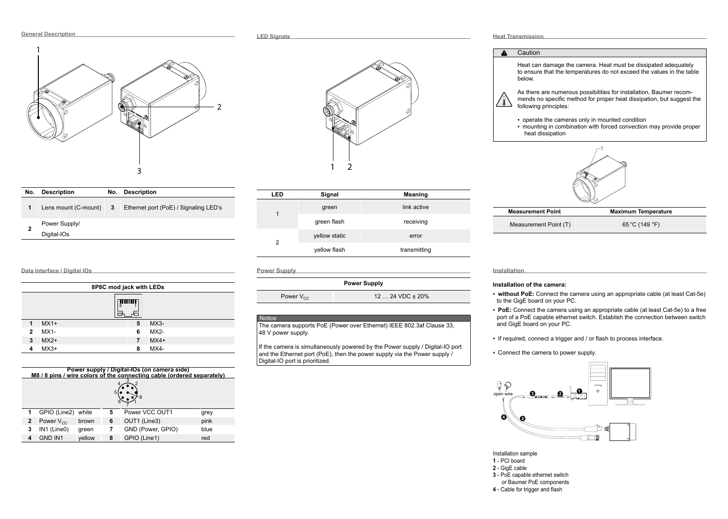## General Description

| No. | Description | No. | Description |
|---|---|---|---|
| 1 | Lens mount (C-mount) | 3 | Ethernet port (PoE) / Signaling LED's |
| 2 | Power Supply/ Digital-IOs | | |

## Data Interface / Digital IOs

| 8P8C mod jack with LEDs | | | |
|---|---|---|---|
| 1 | MX1+ | 5 | MX3- |
| 2 | MX1- | 6 | MX2- |
| 3 | MX2+ | 7 | MX4+ |
| 4 | MX3+ | 8 | MX4- |

| Power supply / Digital-IOs (on camera side) M8 / 8 pins / wire colors of the connecting cable (ordered separately) | | | | | |
|---|---|---|---|---|---|
| 1 | GPIO (Line2) | white | 5 | Power VCC OUT1 | grey |
| 2 | Power $V_{CC}$ | brown | 6 | OUT1 (Line3) | pink |
| 3 | IN1 (Line0) | green | 7 | GND (Power, GPIO) | blue |
| 4 | GND IN1 | yellow | 8 | GPIO (Line1) | red |

## LED Signals

| LED | Signal | Meaning |
|---|---|---|
| 1 | green | link active |
| | green flash | receiving |
| 2 | yellow static | error |
| | yellow flash | transmitting |

## Power Supply

| Power Supply | |
|---|---|
| Power $V_{CC}$ | 12 … 24 VDC ± 20% |

**Notice**

The camera supports PoE (Power over Ethernet) IEEE 802.3af Clause 33, 48 V power supply.

If the camera is simultaneously powered by the Power supply / Digital-IO port and the Ethernet port (PoE), then the power supply via the Power supply / Digital-IO port is prioritized.

## Heat Transmission

**Caution**

Heat can damage the camera. Heat must be dissipated adequately to ensure that the temperatures do not exceed the values in the table below.

As there are numerous possibilities for installation, Baumer recommends no specific method for proper heat dissipation, but suggest the following principles:

- operate the cameras only in mounted condition
- mounting in combination with forced convection may provide proper heat dissipation

| Measurement Point | Maximum Temperature |
|---|---|
| Measurement Point (T) | 65 °C (149 °F) |

## Installation

**Installation of the camera:**

- **without PoE:** Connect the camera using an appropriate cable (at least Cat-5e) to the GigE board on your PC.
- **PoE:** Connect the camera using an appropriate cable (at least Cat-5e) to a free port of a PoE capable ethernet switch. Establish the connection between switch and GigE board on your PC.
- If required, connect a trigger and / or flash to process interface.
- Connect the camera to power supply.

open wire

Installation sample
**1** - PCI board
**2** - GigE cable
**3** - PoE capable ethernet switch or Baumer PoE components
**4** - Cable for trigger and flash